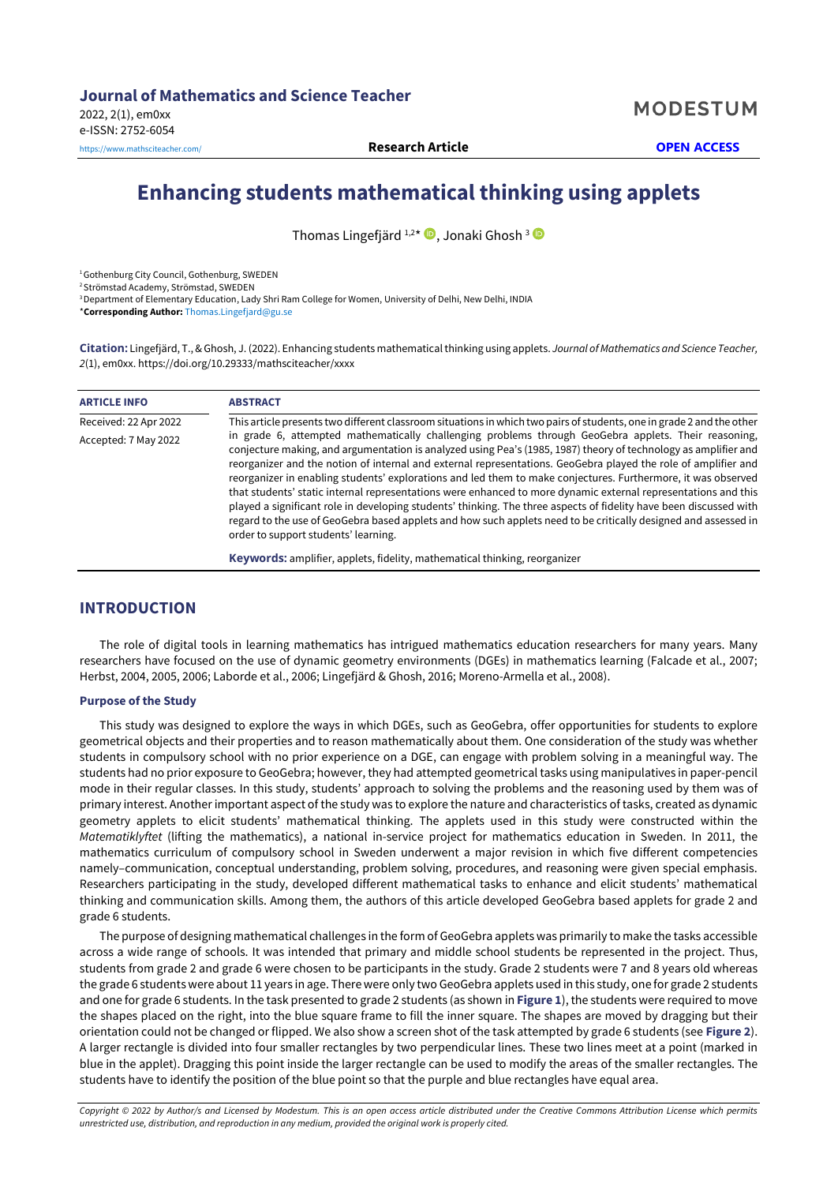Journal of Mathematics and Science Teacher
2022, 2(1), em0xx
e-ISSN: 2752-6054
https://www.mathsciteacher.com/

MODESTUM

Research Article

OPEN ACCESS

# Enhancing students mathematical thinking using applets

Thomas Lingefjärd [1,2*], Jonaki Ghosh [3]

[1] Gothenburg City Council, Gothenburg, SWEDEN
[2] Strömstad Academy, Strömstad, SWEDEN
[3] Department of Elementary Education, Lady Shri Ram College for Women, University of Delhi, New Delhi, INDIA
*Corresponding Author: Thomas.Lingefjard@gu.se

**Citation:** Lingefjärd, T., & Ghosh, J. (2022). Enhancing students mathematical thinking using applets. *Journal of Mathematics and Science Teacher, 2*(1), em0xx. https://doi.org/10.29333/mathsciteacher/xxxx

**ARTICLE INFO**

Received: 22 Apr 2022

Accepted: 7 May 2022

**ABSTRACT**

This article presents two different classroom situations in which two pairs of students, one in grade 2 and the other in grade 6, attempted mathematically challenging problems through GeoGebra applets. Their reasoning, conjecture making, and argumentation is analyzed using Pea's (1985, 1987) theory of technology as amplifier and reorganizer and the notion of internal and external representations. GeoGebra played the role of amplifier and reorganizer in enabling students' explorations and led them to make conjectures. Furthermore, it was observed that students' static internal representations were enhanced to more dynamic external representations and this played a significant role in developing students' thinking. The three aspects of fidelity have been discussed with regard to the use of GeoGebra based applets and how such applets need to be critically designed and assessed in order to support students' learning.

**Keywords:** amplifier, applets, fidelity, mathematical thinking, reorganizer

## INTRODUCTION

The role of digital tools in learning mathematics has intrigued mathematics education researchers for many years. Many researchers have focused on the use of dynamic geometry environments (DGEs) in mathematics learning (Falcade et al., 2007; Herbst, 2004, 2005, 2006; Laborde et al., 2006; Lingefjärd & Ghosh, 2016; Moreno-Armella et al., 2008).

### Purpose of the Study

This study was designed to explore the ways in which DGEs, such as GeoGebra, offer opportunities for students to explore geometrical objects and their properties and to reason mathematically about them. One consideration of the study was whether students in compulsory school with no prior experience on a DGE, can engage with problem solving in a meaningful way. The students had no prior exposure to GeoGebra; however, they had attempted geometrical tasks using manipulatives in paper-pencil mode in their regular classes. In this study, students' approach to solving the problems and the reasoning used by them was of primary interest. Another important aspect of the study was to explore the nature and characteristics of tasks, created as dynamic geometry applets to elicit students' mathematical thinking. The applets used in this study were constructed within the *Matematiklyftet* (lifting the mathematics), a national in-service project for mathematics education in Sweden. In 2011, the mathematics curriculum of compulsory school in Sweden underwent a major revision in which five different competencies namely–communication, conceptual understanding, problem solving, procedures, and reasoning were given special emphasis. Researchers participating in the study, developed different mathematical tasks to enhance and elicit students' mathematical thinking and communication skills. Among them, the authors of this article developed GeoGebra based applets for grade 2 and grade 6 students.

The purpose of designing mathematical challenges in the form of GeoGebra applets was primarily to make the tasks accessible across a wide range of schools. It was intended that primary and middle school students be represented in the project. Thus, students from grade 2 and grade 6 were chosen to be participants in the study. Grade 2 students were 7 and 8 years old whereas the grade 6 students were about 11 years in age. There were only two GeoGebra applets used in this study, one for grade 2 students and one for grade 6 students. In the task presented to grade 2 students (as shown in **Figure 1**), the students were required to move the shapes placed on the right, into the blue square frame to fill the inner square. The shapes are moved by dragging but their orientation could not be changed or flipped. We also show a screen shot of the task attempted by grade 6 students (see **Figure 2**). A larger rectangle is divided into four smaller rectangles by two perpendicular lines. These two lines meet at a point (marked in blue in the applet). Dragging this point inside the larger rectangle can be used to modify the areas of the smaller rectangles. The students have to identify the position of the blue point so that the purple and blue rectangles have equal area.

*Copyright © 2022 by Author/s and Licensed by Modestum. This is an open access article distributed under the Creative Commons Attribution License which permits unrestricted use, distribution, and reproduction in any medium, provided the original work is properly cited.*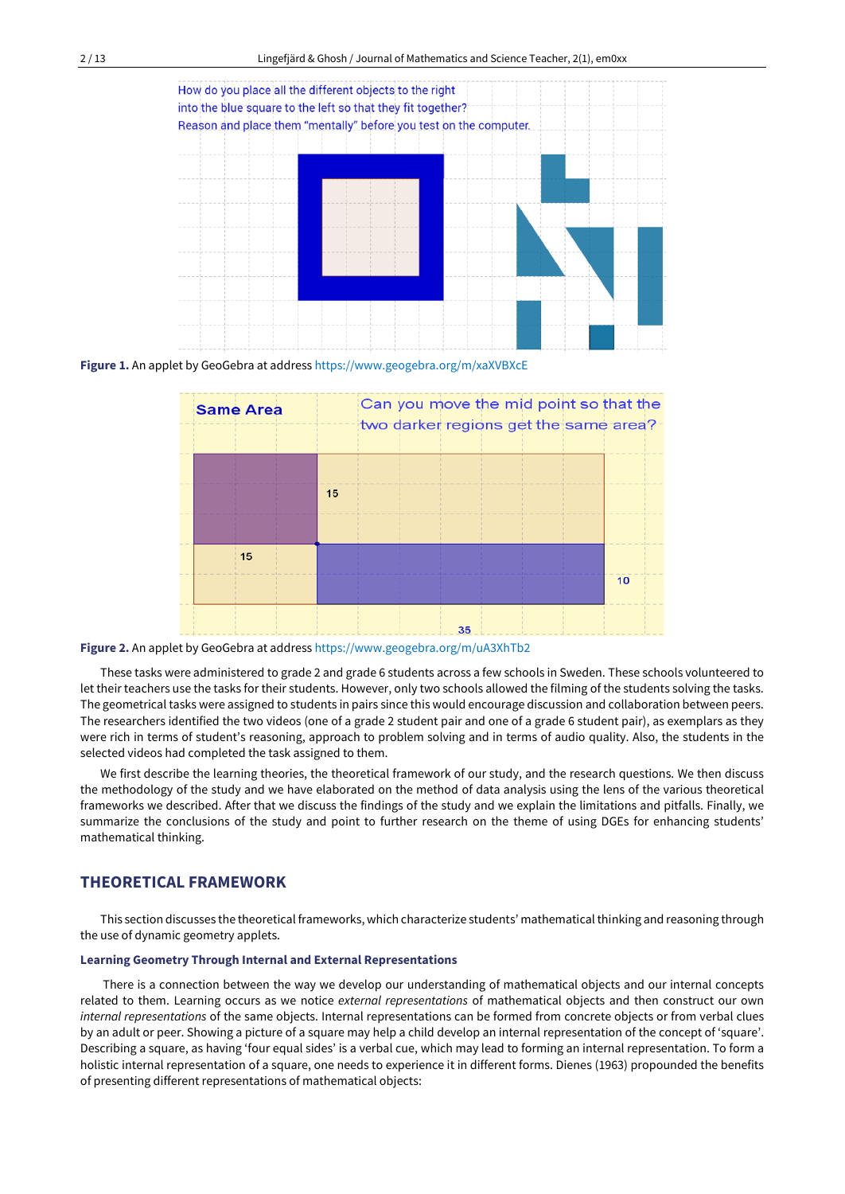How do you place all the different objects to the right
into the blue square to the left so that they fit together?
Reason and place them "mentally" before you test on the computer.

**Figure 1.** An applet by GeoGebra at address https://www.geogebra.org/m/xaXVBXcE

Same Area

Can you move the mid point so that the two darker regions get the same area?

15

15

10

35

**Figure 2.** An applet by GeoGebra at address https://www.geogebra.org/m/uA3XhTb2

These tasks were administered to grade 2 and grade 6 students across a few schools in Sweden. These schools volunteered to let their teachers use the tasks for their students. However, only two schools allowed the filming of the students solving the tasks. The geometrical tasks were assigned to students in pairs since this would encourage discussion and collaboration between peers. The researchers identified the two videos (one of a grade 2 student pair and one of a grade 6 student pair), as exemplars as they were rich in terms of student's reasoning, approach to problem solving and in terms of audio quality. Also, the students in the selected videos had completed the task assigned to them.

We first describe the learning theories, the theoretical framework of our study, and the research questions. We then discuss the methodology of the study and we have elaborated on the method of data analysis using the lens of the various theoretical frameworks we described. After that we discuss the findings of the study and we explain the limitations and pitfalls. Finally, we summarize the conclusions of the study and point to further research on the theme of using DGEs for enhancing students' mathematical thinking.

## THEORETICAL FRAMEWORK

This section discusses the theoretical frameworks, which characterize students' mathematical thinking and reasoning through the use of dynamic geometry applets.

### Learning Geometry Through Internal and External Representations

There is a connection between the way we develop our understanding of mathematical objects and our internal concepts related to them. Learning occurs as we notice *external representations* of mathematical objects and then construct our own *internal representations* of the same objects. Internal representations can be formed from concrete objects or from verbal clues by an adult or peer. Showing a picture of a square may help a child develop an internal representation of the concept of 'square'. Describing a square, as having 'four equal sides' is a verbal cue, which may lead to forming an internal representation. To form a holistic internal representation of a square, one needs to experience it in different forms. Dienes (1963) propounded the benefits of presenting different representations of mathematical objects: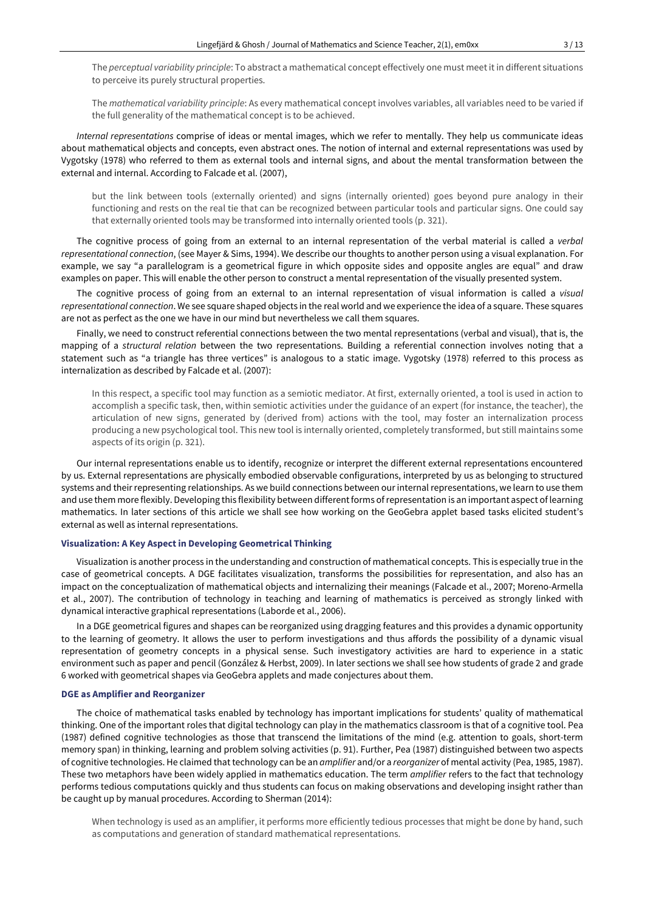The *perceptual variability principle*: To abstract a mathematical concept effectively one must meet it in different situations to perceive its purely structural properties.

> The *mathematical variability principle*: As every mathematical concept involves variables, all variables need to be varied if the full generality of the mathematical concept is to be achieved.

*Internal representations* comprise of ideas or mental images, which we refer to mentally. They help us communicate ideas about mathematical objects and concepts, even abstract ones. The notion of internal and external representations was used by Vygotsky (1978) who referred to them as external tools and internal signs, and about the mental transformation between the external and internal. According to Falcade et al. (2007),

> but the link between tools (externally oriented) and signs (internally oriented) goes beyond pure analogy in their functioning and rests on the real tie that can be recognized between particular tools and particular signs. One could say that externally oriented tools may be transformed into internally oriented tools (p. 321).

The cognitive process of going from an external to an internal representation of the verbal material is called a *verbal representational connection*, (see Mayer & Sims, 1994). We describe our thoughts to another person using a visual explanation. For example, we say "a parallelogram is a geometrical figure in which opposite sides and opposite angles are equal" and draw examples on paper. This will enable the other person to construct a mental representation of the visually presented system.

The cognitive process of going from an external to an internal representation of visual information is called a *visual representational connection*. We see square shaped objects in the real world and we experience the idea of a square. These squares are not as perfect as the one we have in our mind but nevertheless we call them squares.

Finally, we need to construct referential connections between the two mental representations (verbal and visual), that is, the mapping of a *structural relation* between the two representations. Building a referential connection involves noting that a statement such as "a triangle has three vertices" is analogous to a static image. Vygotsky (1978) referred to this process as internalization as described by Falcade et al. (2007):

> In this respect, a specific tool may function as a semiotic mediator. At first, externally oriented, a tool is used in action to accomplish a specific task, then, within semiotic activities under the guidance of an expert (for instance, the teacher), the articulation of new signs, generated by (derived from) actions with the tool, may foster an internalization process producing a new psychological tool. This new tool is internally oriented, completely transformed, but still maintains some aspects of its origin (p. 321).

Our internal representations enable us to identify, recognize or interpret the different external representations encountered by us. External representations are physically embodied observable configurations, interpreted by us as belonging to structured systems and their representing relationships. As we build connections between our internal representations, we learn to use them and use them more flexibly. Developing this flexibility between different forms of representation is an important aspect of learning mathematics. In later sections of this article we shall see how working on the GeoGebra applet based tasks elicited student's external as well as internal representations.

### Visualization: A Key Aspect in Developing Geometrical Thinking

Visualization is another process in the understanding and construction of mathematical concepts. This is especially true in the case of geometrical concepts. A DGE facilitates visualization, transforms the possibilities for representation, and also has an impact on the conceptualization of mathematical objects and internalizing their meanings (Falcade et al., 2007; Moreno-Armella et al., 2007). The contribution of technology in teaching and learning of mathematics is perceived as strongly linked with dynamical interactive graphical representations (Laborde et al., 2006).

In a DGE geometrical figures and shapes can be reorganized using dragging features and this provides a dynamic opportunity to the learning of geometry. It allows the user to perform investigations and thus affords the possibility of a dynamic visual representation of geometry concepts in a physical sense. Such investigatory activities are hard to experience in a static environment such as paper and pencil (González & Herbst, 2009). In later sections we shall see how students of grade 2 and grade 6 worked with geometrical shapes via GeoGebra applets and made conjectures about them.

### DGE as Amplifier and Reorganizer

The choice of mathematical tasks enabled by technology has important implications for students' quality of mathematical thinking. One of the important roles that digital technology can play in the mathematics classroom is that of a cognitive tool. Pea (1987) defined cognitive technologies as those that transcend the limitations of the mind (e.g. attention to goals, short-term memory span) in thinking, learning and problem solving activities (p. 91). Further, Pea (1987) distinguished between two aspects of cognitive technologies. He claimed that technology can be an *amplifier* and/or a *reorganizer* of mental activity (Pea, 1985, 1987). These two metaphors have been widely applied in mathematics education. The term *amplifier* refers to the fact that technology performs tedious computations quickly and thus students can focus on making observations and developing insight rather than be caught up by manual procedures. According to Sherman (2014):

> When technology is used as an amplifier, it performs more efficiently tedious processes that might be done by hand, such as computations and generation of standard mathematical representations.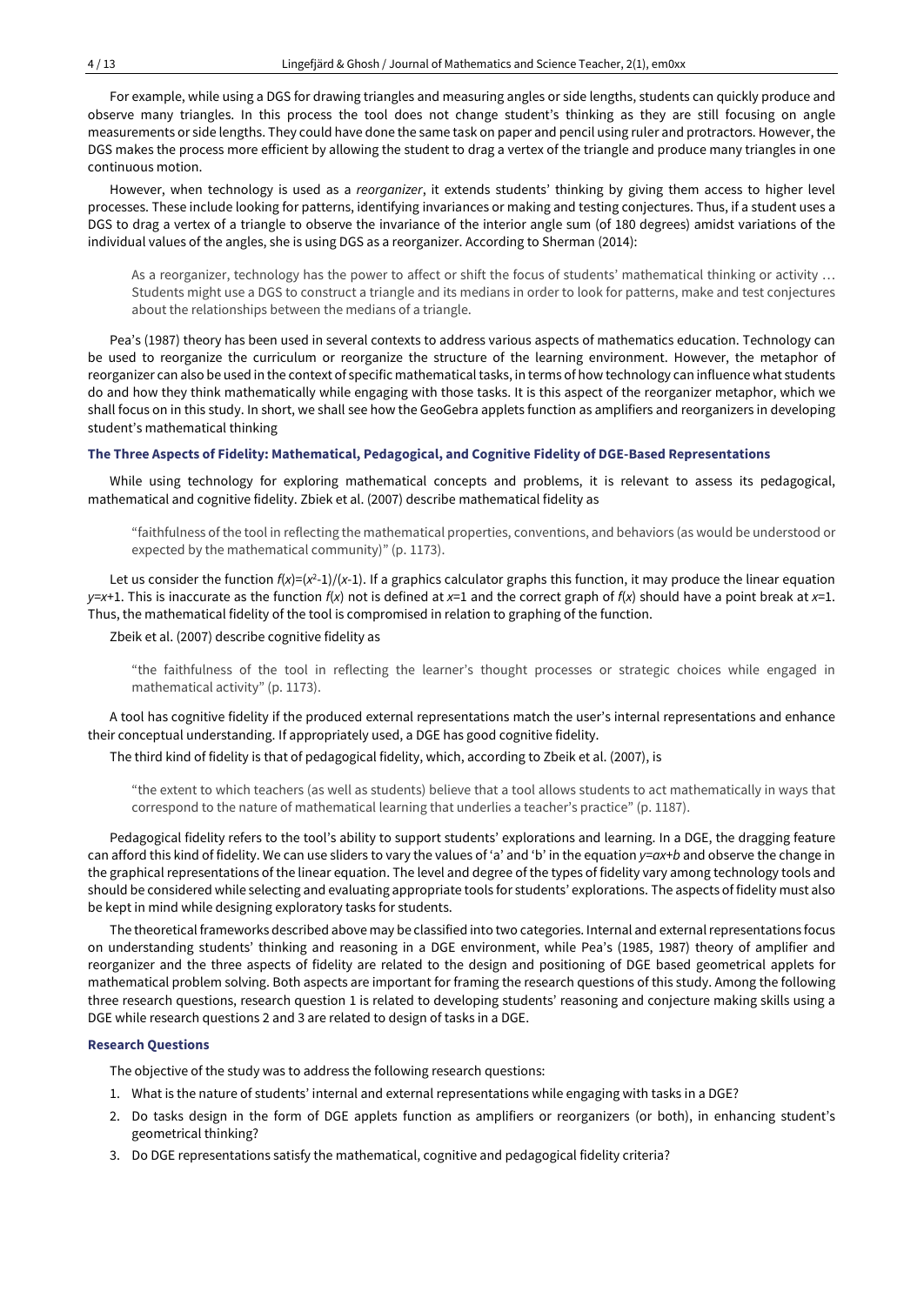For example, while using a DGS for drawing triangles and measuring angles or side lengths, students can quickly produce and observe many triangles. In this process the tool does not change student's thinking as they are still focusing on angle measurements or side lengths. They could have done the same task on paper and pencil using ruler and protractors. However, the DGS makes the process more efficient by allowing the student to drag a vertex of the triangle and produce many triangles in one continuous motion.

However, when technology is used as a *reorganizer*, it extends students' thinking by giving them access to higher level processes. These include looking for patterns, identifying invariances or making and testing conjectures. Thus, if a student uses a DGS to drag a vertex of a triangle to observe the invariance of the interior angle sum (of 180 degrees) amidst variations of the individual values of the angles, she is using DGS as a reorganizer. According to Sherman (2014):

> As a reorganizer, technology has the power to affect or shift the focus of students' mathematical thinking or activity … Students might use a DGS to construct a triangle and its medians in order to look for patterns, make and test conjectures about the relationships between the medians of a triangle.

Pea's (1987) theory has been used in several contexts to address various aspects of mathematics education. Technology can be used to reorganize the curriculum or reorganize the structure of the learning environment. However, the metaphor of reorganizer can also be used in the context of specific mathematical tasks, in terms of how technology can influence what students do and how they think mathematically while engaging with those tasks. It is this aspect of the reorganizer metaphor, which we shall focus on in this study. In short, we shall see how the GeoGebra applets function as amplifiers and reorganizers in developing student's mathematical thinking

### The Three Aspects of Fidelity: Mathematical, Pedagogical, and Cognitive Fidelity of DGE-Based Representations

While using technology for exploring mathematical concepts and problems, it is relevant to assess its pedagogical, mathematical and cognitive fidelity. Zbiek et al. (2007) describe mathematical fidelity as

> "faithfulness of the tool in reflecting the mathematical properties, conventions, and behaviors (as would be understood or expected by the mathematical community)" (p. 1173).

Let us consider the function $f(x)=(x^2-1)/(x-1)$. If a graphics calculator graphs this function, it may produce the linear equation $y=x+1$. This is inaccurate as the function $f(x)$ not is defined at $x=1$ and the correct graph of $f(x)$ should have a point break at $x=1$. Thus, the mathematical fidelity of the tool is compromised in relation to graphing of the function.

Zbeik et al. (2007) describe cognitive fidelity as

> "the faithfulness of the tool in reflecting the learner's thought processes or strategic choices while engaged in mathematical activity" (p. 1173).

A tool has cognitive fidelity if the produced external representations match the user's internal representations and enhance their conceptual understanding. If appropriately used, a DGE has good cognitive fidelity.

The third kind of fidelity is that of pedagogical fidelity, which, according to Zbeik et al. (2007), is

> "the extent to which teachers (as well as students) believe that a tool allows students to act mathematically in ways that correspond to the nature of mathematical learning that underlies a teacher's practice" (p. 1187).

Pedagogical fidelity refers to the tool's ability to support students' explorations and learning. In a DGE, the dragging feature can afford this kind of fidelity. We can use sliders to vary the values of 'a' and 'b' in the equation $y=ax+b$ and observe the change in the graphical representations of the linear equation. The level and degree of the types of fidelity vary among technology tools and should be considered while selecting and evaluating appropriate tools for students' explorations. The aspects of fidelity must also be kept in mind while designing exploratory tasks for students.

The theoretical frameworks described above may be classified into two categories. Internal and external representations focus on understanding students' thinking and reasoning in a DGE environment, while Pea's (1985, 1987) theory of amplifier and reorganizer and the three aspects of fidelity are related to the design and positioning of DGE based geometrical applets for mathematical problem solving. Both aspects are important for framing the research questions of this study. Among the following three research questions, research question 1 is related to developing students' reasoning and conjecture making skills using a DGE while research questions 2 and 3 are related to design of tasks in a DGE.

### Research Questions

The objective of the study was to address the following research questions:

1. What is the nature of students' internal and external representations while engaging with tasks in a DGE?
2. Do tasks design in the form of DGE applets function as amplifiers or reorganizers (or both), in enhancing student's geometrical thinking?
3. Do DGE representations satisfy the mathematical, cognitive and pedagogical fidelity criteria?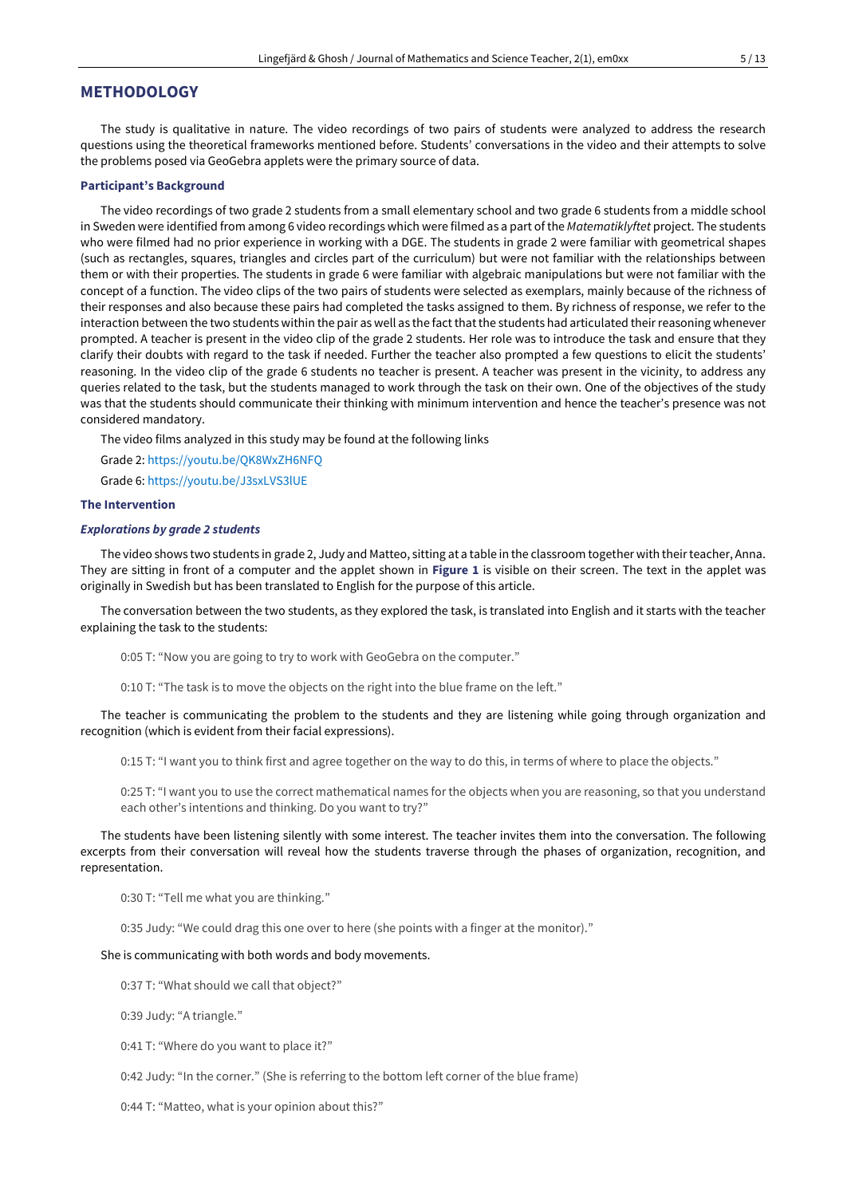## METHODOLOGY

The study is qualitative in nature. The video recordings of two pairs of students were analyzed to address the research questions using the theoretical frameworks mentioned before. Students' conversations in the video and their attempts to solve the problems posed via GeoGebra applets were the primary source of data.

### Participant's Background

The video recordings of two grade 2 students from a small elementary school and two grade 6 students from a middle school in Sweden were identified from among 6 video recordings which were filmed as a part of the *Matematiklyftet* project. The students who were filmed had no prior experience in working with a DGE. The students in grade 2 were familiar with geometrical shapes (such as rectangles, squares, triangles and circles part of the curriculum) but were not familiar with the relationships between them or with their properties. The students in grade 6 were familiar with algebraic manipulations but were not familiar with the concept of a function. The video clips of the two pairs of students were selected as exemplars, mainly because of the richness of their responses and also because these pairs had completed the tasks assigned to them. By richness of response, we refer to the interaction between the two students within the pair as well as the fact that the students had articulated their reasoning whenever prompted. A teacher is present in the video clip of the grade 2 students. Her role was to introduce the task and ensure that they clarify their doubts with regard to the task if needed. Further the teacher also prompted a few questions to elicit the students' reasoning. In the video clip of the grade 6 students no teacher is present. A teacher was present in the vicinity, to address any queries related to the task, but the students managed to work through the task on their own. One of the objectives of the study was that the students should communicate their thinking with minimum intervention and hence the teacher's presence was not considered mandatory.

The video films analyzed in this study may be found at the following links

Grade 2: https://youtu.be/QK8WxZH6NFQ

Grade 6: https://youtu.be/J3sxLVS3lUE

### The Intervention

#### *Explorations by grade 2 students*

The video shows two students in grade 2, Judy and Matteo, sitting at a table in the classroom together with their teacher, Anna. They are sitting in front of a computer and the applet shown in **Figure 1** is visible on their screen. The text in the applet was originally in Swedish but has been translated to English for the purpose of this article.

The conversation between the two students, as they explored the task, is translated into English and it starts with the teacher explaining the task to the students:

0:05 T: "Now you are going to try to work with GeoGebra on the computer."

0:10 T: "The task is to move the objects on the right into the blue frame on the left."

The teacher is communicating the problem to the students and they are listening while going through organization and recognition (which is evident from their facial expressions).

0:15 T: "I want you to think first and agree together on the way to do this, in terms of where to place the objects."

0:25 T: "I want you to use the correct mathematical names for the objects when you are reasoning, so that you understand each other's intentions and thinking. Do you want to try?"

The students have been listening silently with some interest. The teacher invites them into the conversation. The following excerpts from their conversation will reveal how the students traverse through the phases of organization, recognition, and representation.

0:30 T: "Tell me what you are thinking."

0:35 Judy: "We could drag this one over to here (she points with a finger at the monitor)."

She is communicating with both words and body movements.

0:37 T: "What should we call that object?"

0:39 Judy: "A triangle."

0:41 T: "Where do you want to place it?"

0:42 Judy: "In the corner." (She is referring to the bottom left corner of the blue frame)

0:44 T: "Matteo, what is your opinion about this?"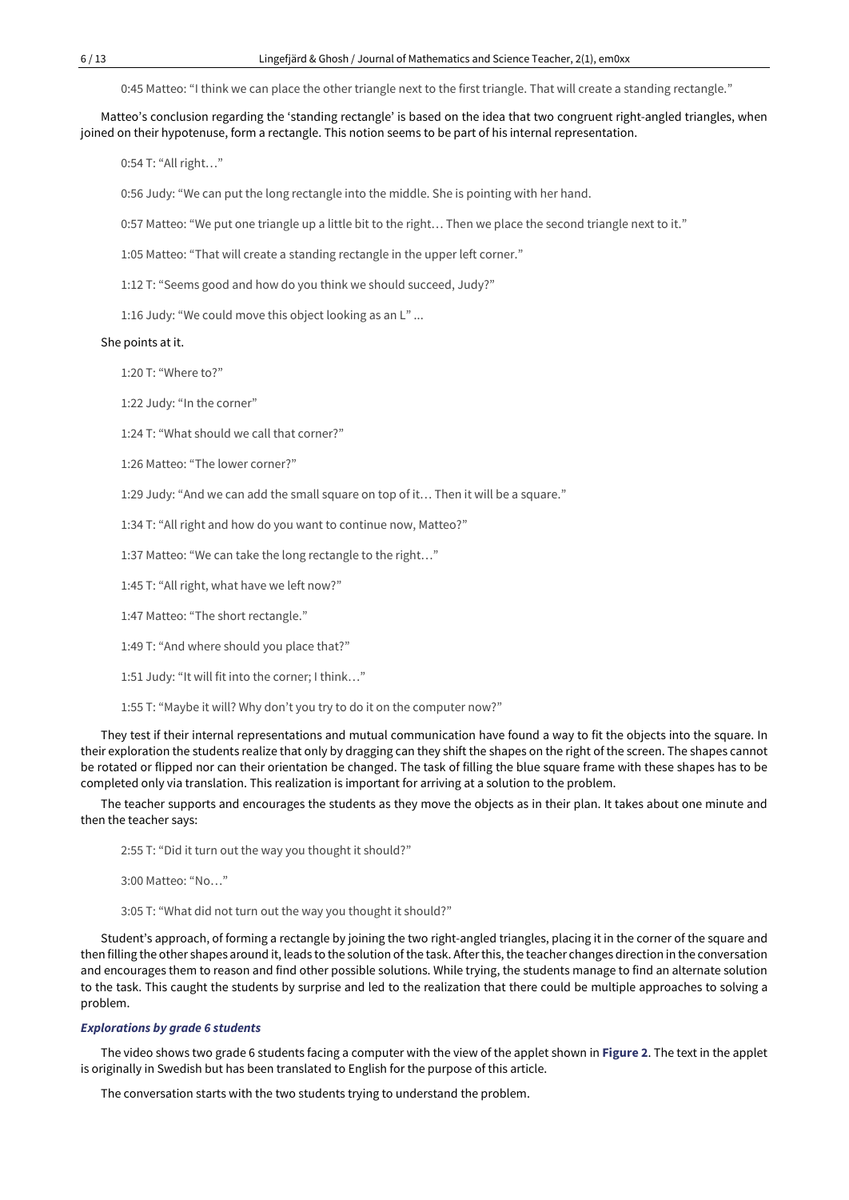0:45 Matteo: "I think we can place the other triangle next to the first triangle. That will create a standing rectangle."

Matteo's conclusion regarding the 'standing rectangle' is based on the idea that two congruent right-angled triangles, when joined on their hypotenuse, form a rectangle. This notion seems to be part of his internal representation.

0:54 T: "All right…"

0:56 Judy: "We can put the long rectangle into the middle. She is pointing with her hand.

0:57 Matteo: "We put one triangle up a little bit to the right… Then we place the second triangle next to it."

1:05 Matteo: "That will create a standing rectangle in the upper left corner."

1:12 T: "Seems good and how do you think we should succeed, Judy?"

1:16 Judy: "We could move this object looking as an L" ...

She points at it.

1:20 T: "Where to?"

1:22 Judy: "In the corner"

1:24 T: "What should we call that corner?"

1:26 Matteo: "The lower corner?"

1:29 Judy: "And we can add the small square on top of it… Then it will be a square."

1:34 T: "All right and how do you want to continue now, Matteo?"

1:37 Matteo: "We can take the long rectangle to the right…"

1:45 T: "All right, what have we left now?"

1:47 Matteo: "The short rectangle."

1:49 T: "And where should you place that?"

1:51 Judy: "It will fit into the corner; I think…"

1:55 T: "Maybe it will? Why don't you try to do it on the computer now?"

They test if their internal representations and mutual communication have found a way to fit the objects into the square. In their exploration the students realize that only by dragging can they shift the shapes on the right of the screen. The shapes cannot be rotated or flipped nor can their orientation be changed. The task of filling the blue square frame with these shapes has to be completed only via translation. This realization is important for arriving at a solution to the problem.

The teacher supports and encourages the students as they move the objects as in their plan. It takes about one minute and then the teacher says:

2:55 T: "Did it turn out the way you thought it should?"

3:00 Matteo: "No…"

3:05 T: "What did not turn out the way you thought it should?"

Student's approach, of forming a rectangle by joining the two right-angled triangles, placing it in the corner of the square and then filling the other shapes around it, leads to the solution of the task. After this, the teacher changes direction in the conversation and encourages them to reason and find other possible solutions. While trying, the students manage to find an alternate solution to the task. This caught the students by surprise and led to the realization that there could be multiple approaches to solving a problem.

### *Explorations by grade 6 students*

The video shows two grade 6 students facing a computer with the view of the applet shown in **Figure 2**. The text in the applet is originally in Swedish but has been translated to English for the purpose of this article.

The conversation starts with the two students trying to understand the problem.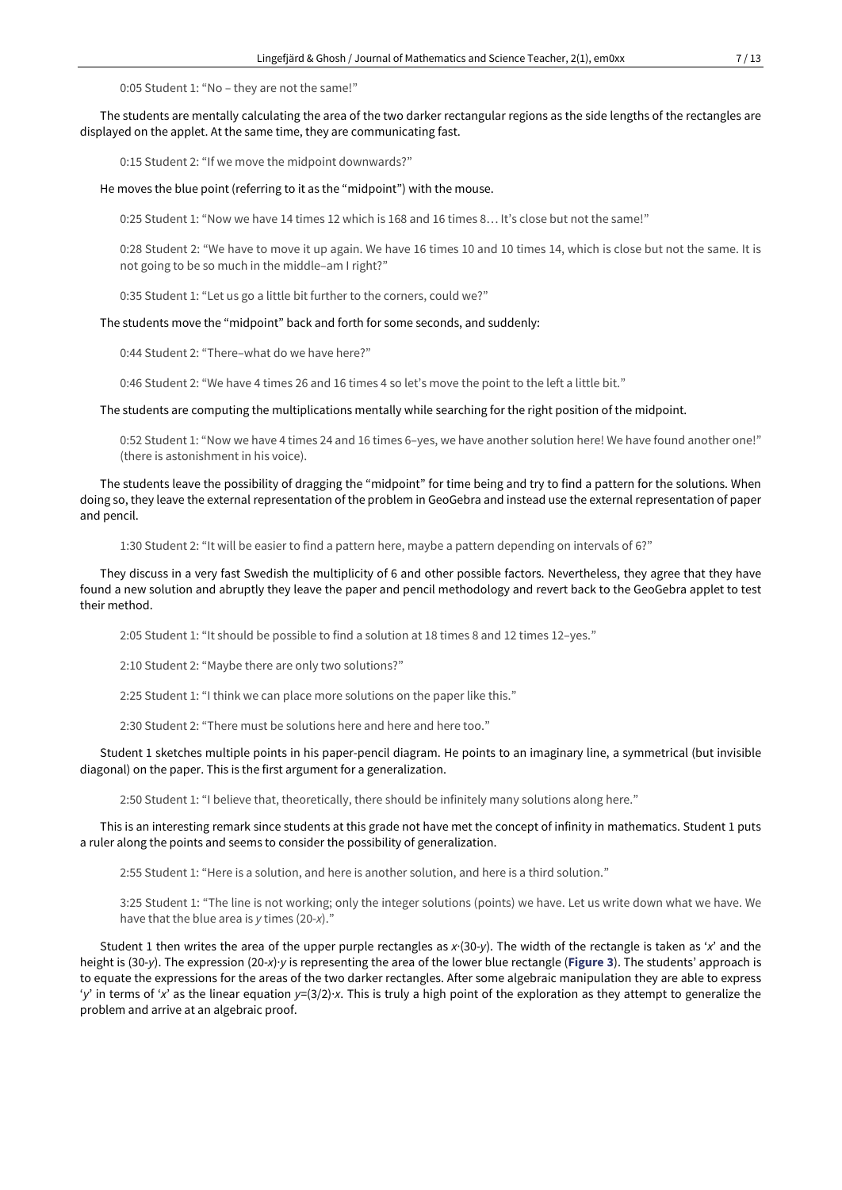0:05 Student 1: "No – they are not the same!"

The students are mentally calculating the area of the two darker rectangular regions as the side lengths of the rectangles are displayed on the applet. At the same time, they are communicating fast.

0:15 Student 2: "If we move the midpoint downwards?"

He moves the blue point (referring to it as the "midpoint") with the mouse.

0:25 Student 1: "Now we have 14 times 12 which is 168 and 16 times 8… It's close but not the same!"

0:28 Student 2: "We have to move it up again. We have 16 times 10 and 10 times 14, which is close but not the same. It is not going to be so much in the middle–am I right?"

0:35 Student 1: "Let us go a little bit further to the corners, could we?"

The students move the "midpoint" back and forth for some seconds, and suddenly:

0:44 Student 2: "There–what do we have here?"

0:46 Student 2: "We have 4 times 26 and 16 times 4 so let's move the point to the left a little bit."

The students are computing the multiplications mentally while searching for the right position of the midpoint.

0:52 Student 1: "Now we have 4 times 24 and 16 times 6–yes, we have another solution here! We have found another one!" (there is astonishment in his voice).

The students leave the possibility of dragging the "midpoint" for time being and try to find a pattern for the solutions. When doing so, they leave the external representation of the problem in GeoGebra and instead use the external representation of paper and pencil.

1:30 Student 2: "It will be easier to find a pattern here, maybe a pattern depending on intervals of 6?"

They discuss in a very fast Swedish the multiplicity of 6 and other possible factors. Nevertheless, they agree that they have found a new solution and abruptly they leave the paper and pencil methodology and revert back to the GeoGebra applet to test their method.

2:05 Student 1: "It should be possible to find a solution at 18 times 8 and 12 times 12–yes."

2:10 Student 2: "Maybe there are only two solutions?"

2:25 Student 1: "I think we can place more solutions on the paper like this."

2:30 Student 2: "There must be solutions here and here and here too."

Student 1 sketches multiple points in his paper-pencil diagram. He points to an imaginary line, a symmetrical (but invisible diagonal) on the paper. This is the first argument for a generalization.

2:50 Student 1: "I believe that, theoretically, there should be infinitely many solutions along here."

This is an interesting remark since students at this grade not have met the concept of infinity in mathematics. Student 1 puts a ruler along the points and seems to consider the possibility of generalization.

2:55 Student 1: "Here is a solution, and here is another solution, and here is a third solution."

3:25 Student 1: "The line is not working; only the integer solutions (points) we have. Let us write down what we have. We have that the blue area is $y$ times $(20\text{-}x)$."

Student 1 then writes the area of the upper purple rectangles as $x\cdot(30\text{-}y)$. The width of the rectangle is taken as '$x$' and the height is $(30\text{-}y)$. The expression $(20\text{-}x)\cdot y$ is representing the area of the lower blue rectangle (**Figure 3**). The students' approach is to equate the expressions for the areas of the two darker rectangles. After some algebraic manipulation they are able to express '$y$' in terms of '$x$' as the linear equation $y=(3/2)\cdot x$. This is truly a high point of the exploration as they attempt to generalize the problem and arrive at an algebraic proof.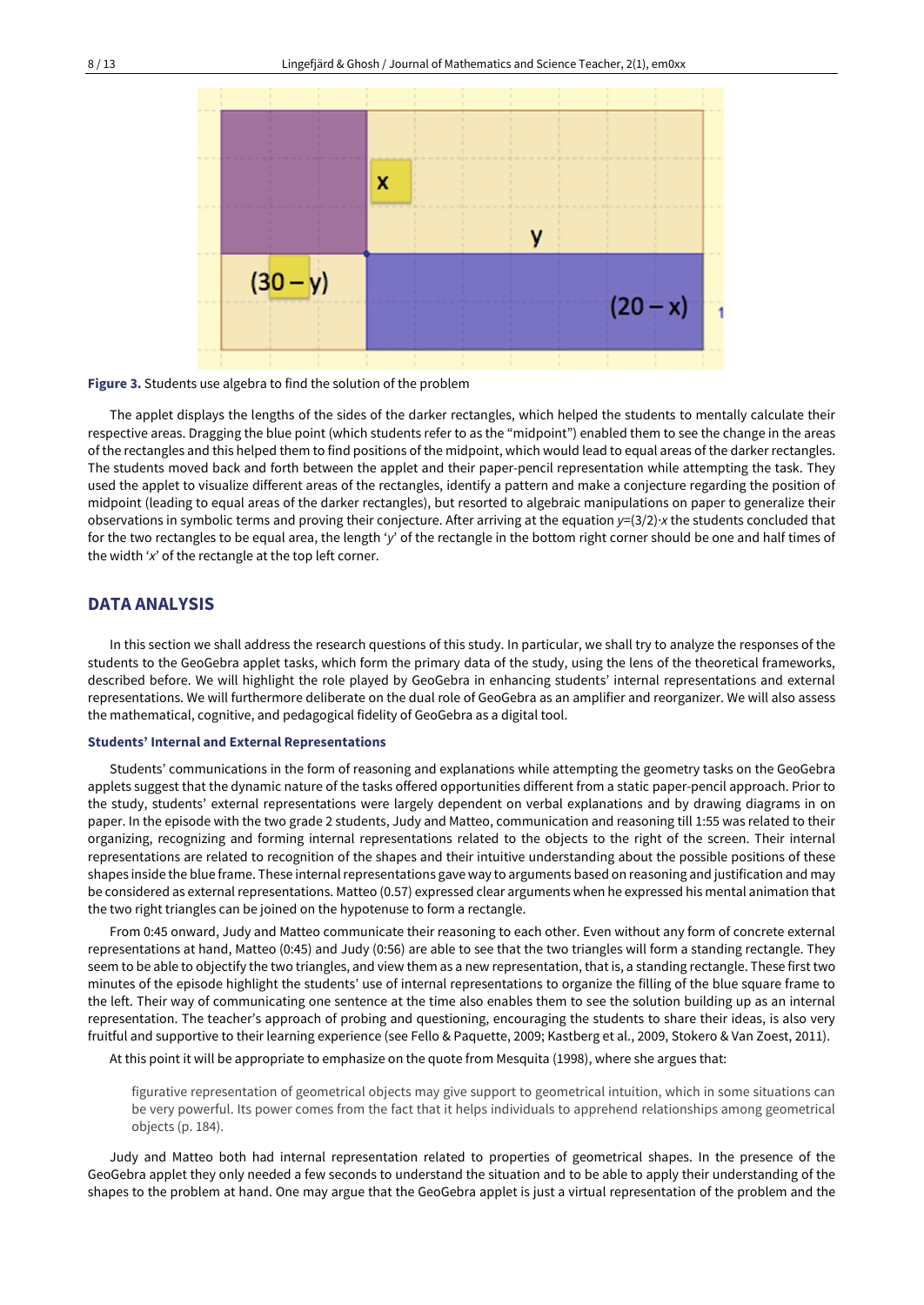x

y

(30 – y)

(20 – x)

**Figure 3.** Students use algebra to find the solution of the problem

The applet displays the lengths of the sides of the darker rectangles, which helped the students to mentally calculate their respective areas. Dragging the blue point (which students refer to as the "midpoint") enabled them to see the change in the areas of the rectangles and this helped them to find positions of the midpoint, which would lead to equal areas of the darker rectangles. The students moved back and forth between the applet and their paper-pencil representation while attempting the task. They used the applet to visualize different areas of the rectangles, identify a pattern and make a conjecture regarding the position of midpoint (leading to equal areas of the darker rectangles), but resorted to algebraic manipulations on paper to generalize their observations in symbolic terms and proving their conjecture. After arriving at the equation $y=(3/2)\cdot x$ the students concluded that for the two rectangles to be equal area, the length '$y$' of the rectangle in the bottom right corner should be one and half times of the width '$x$' of the rectangle at the top left corner.

## DATA ANALYSIS

In this section we shall address the research questions of this study. In particular, we shall try to analyze the responses of the students to the GeoGebra applet tasks, which form the primary data of the study, using the lens of the theoretical frameworks, described before. We will highlight the role played by GeoGebra in enhancing students' internal representations and external representations. We will furthermore deliberate on the dual role of GeoGebra as an amplifier and reorganizer. We will also assess the mathematical, cognitive, and pedagogical fidelity of GeoGebra as a digital tool.

### Students' Internal and External Representations

Students' communications in the form of reasoning and explanations while attempting the geometry tasks on the GeoGebra applets suggest that the dynamic nature of the tasks offered opportunities different from a static paper-pencil approach. Prior to the study, students' external representations were largely dependent on verbal explanations and by drawing diagrams in on paper. In the episode with the two grade 2 students, Judy and Matteo, communication and reasoning till 1:55 was related to their organizing, recognizing and forming internal representations related to the objects to the right of the screen. Their internal representations are related to recognition of the shapes and their intuitive understanding about the possible positions of these shapes inside the blue frame. These internal representations gave way to arguments based on reasoning and justification and may be considered as external representations. Matteo (0.57) expressed clear arguments when he expressed his mental animation that the two right triangles can be joined on the hypotenuse to form a rectangle.

From 0:45 onward, Judy and Matteo communicate their reasoning to each other. Even without any form of concrete external representations at hand, Matteo (0:45) and Judy (0:56) are able to see that the two triangles will form a standing rectangle. They seem to be able to objectify the two triangles, and view them as a new representation, that is, a standing rectangle. These first two minutes of the episode highlight the students' use of internal representations to organize the filling of the blue square frame to the left. Their way of communicating one sentence at the time also enables them to see the solution building up as an internal representation. The teacher's approach of probing and questioning, encouraging the students to share their ideas, is also very fruitful and supportive to their learning experience (see Fello & Paquette, 2009; Kastberg et al., 2009, Stokero & Van Zoest, 2011).

At this point it will be appropriate to emphasize on the quote from Mesquita (1998), where she argues that:

> figurative representation of geometrical objects may give support to geometrical intuition, which in some situations can be very powerful. Its power comes from the fact that it helps individuals to apprehend relationships among geometrical objects (p. 184).

Judy and Matteo both had internal representation related to properties of geometrical shapes. In the presence of the GeoGebra applet they only needed a few seconds to understand the situation and to be able to apply their understanding of the shapes to the problem at hand. One may argue that the GeoGebra applet is just a virtual representation of the problem and the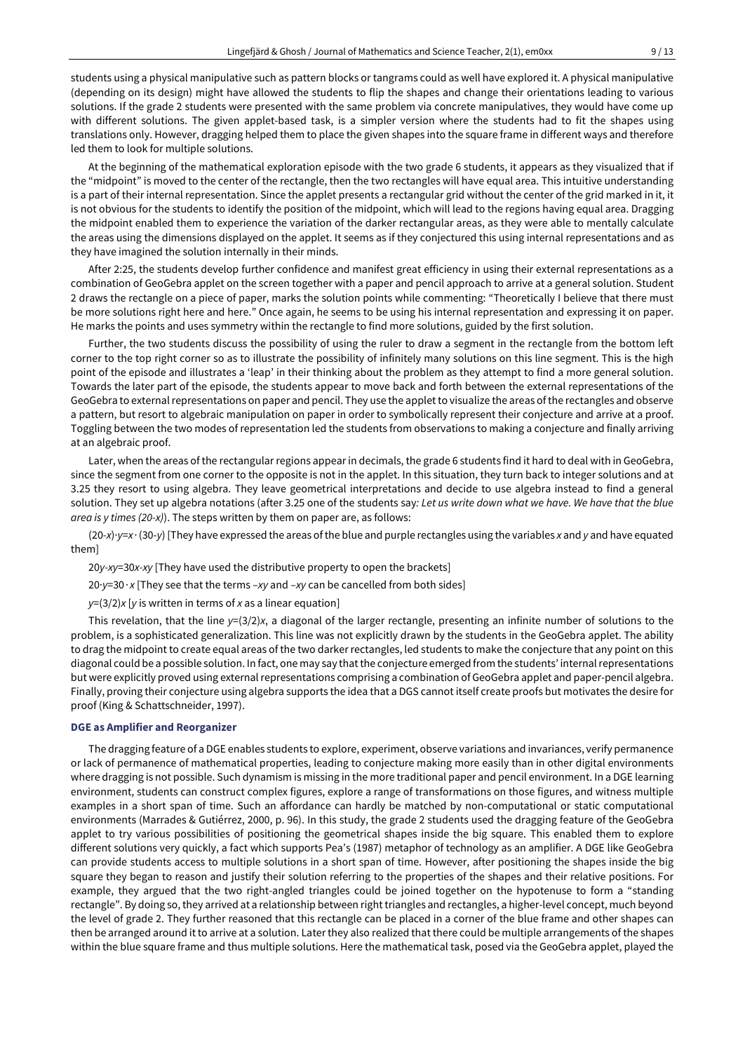students using a physical manipulative such as pattern blocks or tangrams could as well have explored it. A physical manipulative (depending on its design) might have allowed the students to flip the shapes and change their orientations leading to various solutions. If the grade 2 students were presented with the same problem via concrete manipulatives, they would have come up with different solutions. The given applet-based task, is a simpler version where the students had to fit the shapes using translations only. However, dragging helped them to place the given shapes into the square frame in different ways and therefore led them to look for multiple solutions.

At the beginning of the mathematical exploration episode with the two grade 6 students, it appears as they visualized that if the "midpoint" is moved to the center of the rectangle, then the two rectangles will have equal area. This intuitive understanding is a part of their internal representation. Since the applet presents a rectangular grid without the center of the grid marked in it, it is not obvious for the students to identify the position of the midpoint, which will lead to the regions having equal area. Dragging the midpoint enabled them to experience the variation of the darker rectangular areas, as they were able to mentally calculate the areas using the dimensions displayed on the applet. It seems as if they conjectured this using internal representations and as they have imagined the solution internally in their minds.

After 2:25, the students develop further confidence and manifest great efficiency in using their external representations as a combination of GeoGebra applet on the screen together with a paper and pencil approach to arrive at a general solution. Student 2 draws the rectangle on a piece of paper, marks the solution points while commenting: "Theoretically I believe that there must be more solutions right here and here." Once again, he seems to be using his internal representation and expressing it on paper. He marks the points and uses symmetry within the rectangle to find more solutions, guided by the first solution.

Further, the two students discuss the possibility of using the ruler to draw a segment in the rectangle from the bottom left corner to the top right corner so as to illustrate the possibility of infinitely many solutions on this line segment. This is the high point of the episode and illustrates a 'leap' in their thinking about the problem as they attempt to find a more general solution. Towards the later part of the episode, the students appear to move back and forth between the external representations of the GeoGebra to external representations on paper and pencil. They use the applet to visualize the areas of the rectangles and observe a pattern, but resort to algebraic manipulation on paper in order to symbolically represent their conjecture and arrive at a proof. Toggling between the two modes of representation led the students from observations to making a conjecture and finally arriving at an algebraic proof.

Later, when the areas of the rectangular regions appear in decimals, the grade 6 students find it hard to deal with in GeoGebra, since the segment from one corner to the opposite is not in the applet. In this situation, they turn back to integer solutions and at 3.25 they resort to using algebra. They leave geometrical interpretations and decide to use algebra instead to find a general solution. They set up algebra notations (after 3.25 one of the students say*: Let us write down what we have. We have that the blue area is y times (20-x)*). The steps written by them on paper are, as follows:

$(20\text{-}x)\cdot y = x\cdot(30\text{-}y)$ [They have expressed the areas of the blue and purple rectangles using the variables *x* and *y* and have equated them]

$20y\text{-}xy = 30x\text{-}xy$ [They have used the distributive property to open the brackets]

$20\cdot y = 30\cdot x$ [They see that the terms $-xy$ and $-xy$ can be cancelled from both sides]

$y=(3/2)x$ [*y* is written in terms of *x* as a linear equation]

This revelation, that the line $y=(3/2)x$, a diagonal of the larger rectangle, presenting an infinite number of solutions to the problem, is a sophisticated generalization. This line was not explicitly drawn by the students in the GeoGebra applet. The ability to drag the midpoint to create equal areas of the two darker rectangles, led students to make the conjecture that any point on this diagonal could be a possible solution. In fact, one may say that the conjecture emerged from the students' internal representations but were explicitly proved using external representations comprising a combination of GeoGebra applet and paper-pencil algebra. Finally, proving their conjecture using algebra supports the idea that a DGS cannot itself create proofs but motivates the desire for proof (King & Schattschneider, 1997).

### DGE as Amplifier and Reorganizer

The dragging feature of a DGE enables students to explore, experiment, observe variations and invariances, verify permanence or lack of permanence of mathematical properties, leading to conjecture making more easily than in other digital environments where dragging is not possible. Such dynamism is missing in the more traditional paper and pencil environment. In a DGE learning environment, students can construct complex figures, explore a range of transformations on those figures, and witness multiple examples in a short span of time. Such an affordance can hardly be matched by non-computational or static computational environments (Marrades & Gutiérrez, 2000, p. 96). In this study, the grade 2 students used the dragging feature of the GeoGebra applet to try various possibilities of positioning the geometrical shapes inside the big square. This enabled them to explore different solutions very quickly, a fact which supports Pea's (1987) metaphor of technology as an amplifier. A DGE like GeoGebra can provide students access to multiple solutions in a short span of time. However, after positioning the shapes inside the big square they began to reason and justify their solution referring to the properties of the shapes and their relative positions. For example, they argued that the two right-angled triangles could be joined together on the hypotenuse to form a "standing rectangle". By doing so, they arrived at a relationship between right triangles and rectangles, a higher-level concept, much beyond the level of grade 2. They further reasoned that this rectangle can be placed in a corner of the blue frame and other shapes can then be arranged around it to arrive at a solution. Later they also realized that there could be multiple arrangements of the shapes within the blue square frame and thus multiple solutions. Here the mathematical task, posed via the GeoGebra applet, played the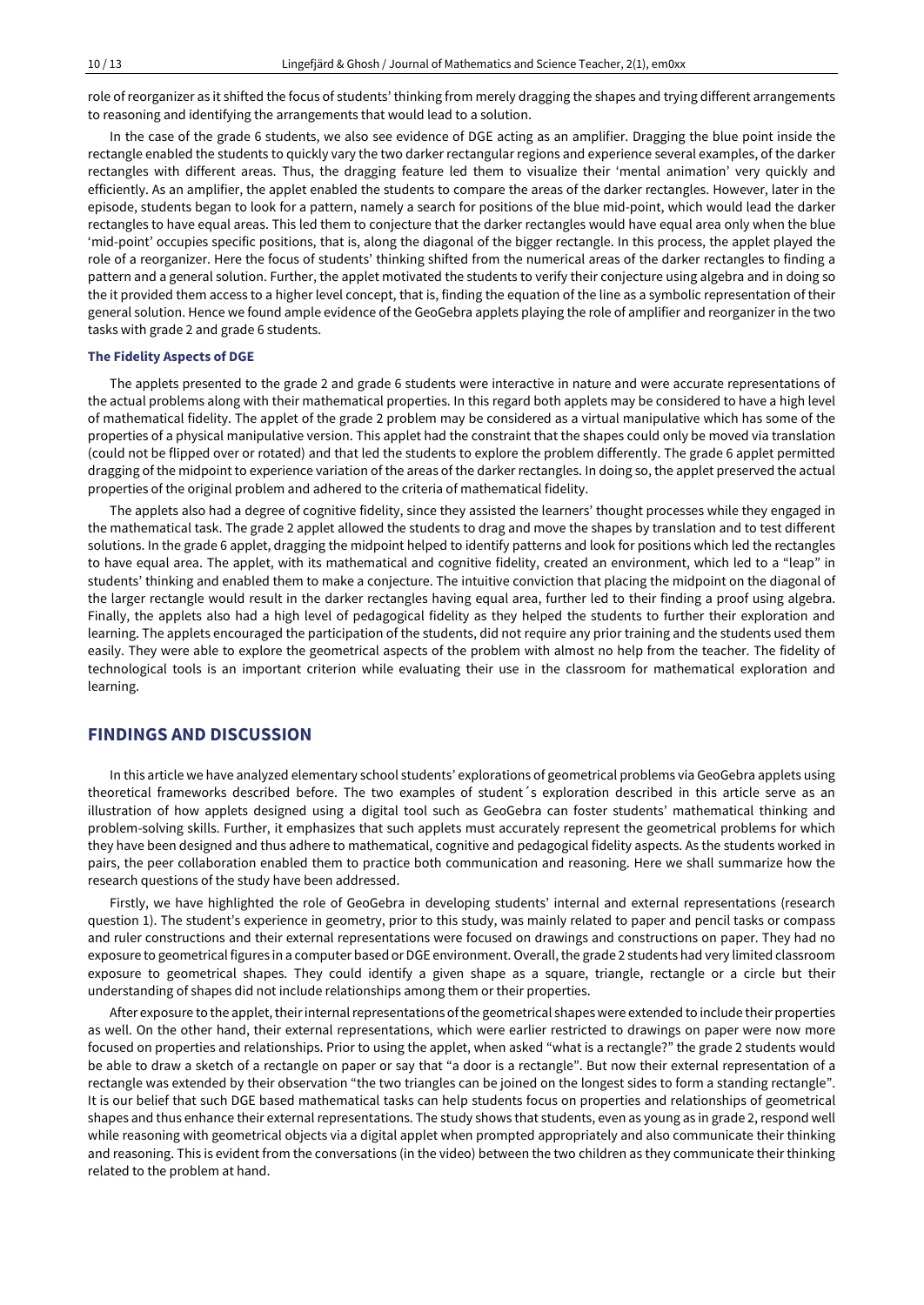role of reorganizer as it shifted the focus of students' thinking from merely dragging the shapes and trying different arrangements to reasoning and identifying the arrangements that would lead to a solution.

In the case of the grade 6 students, we also see evidence of DGE acting as an amplifier. Dragging the blue point inside the rectangle enabled the students to quickly vary the two darker rectangular regions and experience several examples, of the darker rectangles with different areas. Thus, the dragging feature led them to visualize their 'mental animation' very quickly and efficiently. As an amplifier, the applet enabled the students to compare the areas of the darker rectangles. However, later in the episode, students began to look for a pattern, namely a search for positions of the blue mid-point, which would lead the darker rectangles to have equal areas. This led them to conjecture that the darker rectangles would have equal area only when the blue 'mid-point' occupies specific positions, that is, along the diagonal of the bigger rectangle. In this process, the applet played the role of a reorganizer. Here the focus of students' thinking shifted from the numerical areas of the darker rectangles to finding a pattern and a general solution. Further, the applet motivated the students to verify their conjecture using algebra and in doing so the it provided them access to a higher level concept, that is, finding the equation of the line as a symbolic representation of their general solution. Hence we found ample evidence of the GeoGebra applets playing the role of amplifier and reorganizer in the two tasks with grade 2 and grade 6 students.

### The Fidelity Aspects of DGE

The applets presented to the grade 2 and grade 6 students were interactive in nature and were accurate representations of the actual problems along with their mathematical properties. In this regard both applets may be considered to have a high level of mathematical fidelity. The applet of the grade 2 problem may be considered as a virtual manipulative which has some of the properties of a physical manipulative version. This applet had the constraint that the shapes could only be moved via translation (could not be flipped over or rotated) and that led the students to explore the problem differently. The grade 6 applet permitted dragging of the midpoint to experience variation of the areas of the darker rectangles. In doing so, the applet preserved the actual properties of the original problem and adhered to the criteria of mathematical fidelity.

The applets also had a degree of cognitive fidelity, since they assisted the learners' thought processes while they engaged in the mathematical task. The grade 2 applet allowed the students to drag and move the shapes by translation and to test different solutions. In the grade 6 applet, dragging the midpoint helped to identify patterns and look for positions which led the rectangles to have equal area. The applet, with its mathematical and cognitive fidelity, created an environment, which led to a "leap" in students' thinking and enabled them to make a conjecture. The intuitive conviction that placing the midpoint on the diagonal of the larger rectangle would result in the darker rectangles having equal area, further led to their finding a proof using algebra. Finally, the applets also had a high level of pedagogical fidelity as they helped the students to further their exploration and learning. The applets encouraged the participation of the students, did not require any prior training and the students used them easily. They were able to explore the geometrical aspects of the problem with almost no help from the teacher. The fidelity of technological tools is an important criterion while evaluating their use in the classroom for mathematical exploration and learning.

## FINDINGS AND DISCUSSION

In this article we have analyzed elementary school students' explorations of geometrical problems via GeoGebra applets using theoretical frameworks described before. The two examples of student´s exploration described in this article serve as an illustration of how applets designed using a digital tool such as GeoGebra can foster students' mathematical thinking and problem-solving skills. Further, it emphasizes that such applets must accurately represent the geometrical problems for which they have been designed and thus adhere to mathematical, cognitive and pedagogical fidelity aspects. As the students worked in pairs, the peer collaboration enabled them to practice both communication and reasoning. Here we shall summarize how the research questions of the study have been addressed.

Firstly, we have highlighted the role of GeoGebra in developing students' internal and external representations (research question 1). The student's experience in geometry, prior to this study, was mainly related to paper and pencil tasks or compass and ruler constructions and their external representations were focused on drawings and constructions on paper. They had no exposure to geometrical figures in a computer based or DGE environment. Overall, the grade 2 students had very limited classroom exposure to geometrical shapes. They could identify a given shape as a square, triangle, rectangle or a circle but their understanding of shapes did not include relationships among them or their properties.

After exposure to the applet, their internal representations of the geometrical shapes were extended to include their properties as well. On the other hand, their external representations, which were earlier restricted to drawings on paper were now more focused on properties and relationships. Prior to using the applet, when asked "what is a rectangle?" the grade 2 students would be able to draw a sketch of a rectangle on paper or say that "a door is a rectangle". But now their external representation of a rectangle was extended by their observation "the two triangles can be joined on the longest sides to form a standing rectangle". It is our belief that such DGE based mathematical tasks can help students focus on properties and relationships of geometrical shapes and thus enhance their external representations. The study shows that students, even as young as in grade 2, respond well while reasoning with geometrical objects via a digital applet when prompted appropriately and also communicate their thinking and reasoning. This is evident from the conversations (in the video) between the two children as they communicate their thinking related to the problem at hand.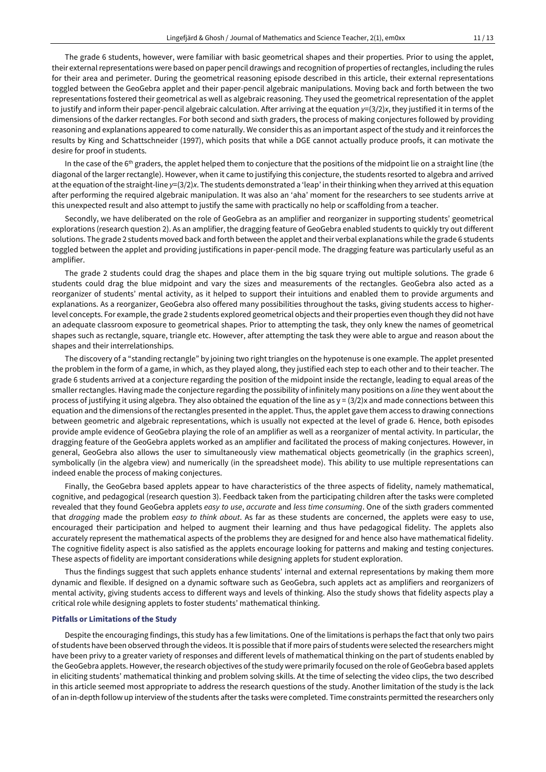The grade 6 students, however, were familiar with basic geometrical shapes and their properties. Prior to using the applet, their external representations were based on paper pencil drawings and recognition of properties of rectangles, including the rules for their area and perimeter. During the geometrical reasoning episode described in this article, their external representations toggled between the GeoGebra applet and their paper-pencil algebraic manipulations. Moving back and forth between the two representations fostered their geometrical as well as algebraic reasoning. They used the geometrical representation of the applet to justify and inform their paper-pencil algebraic calculation. After arriving at the equation $y=(3/2)x$, they justified it in terms of the dimensions of the darker rectangles. For both second and sixth graders, the process of making conjectures followed by providing reasoning and explanations appeared to come naturally. We consider this as an important aspect of the study and it reinforces the results by King and Schattschneider (1997), which posits that while a DGE cannot actually produce proofs, it can motivate the desire for proof in students.

In the case of the 6th graders, the applet helped them to conjecture that the positions of the midpoint lie on a straight line (the diagonal of the larger rectangle). However, when it came to justifying this conjecture, the students resorted to algebra and arrived at the equation of the straight-line $y=(3/2)x$. The students demonstrated a 'leap' in their thinking when they arrived at this equation after performing the required algebraic manipulation. It was also an 'aha' moment for the researchers to see students arrive at this unexpected result and also attempt to justify the same with practically no help or scaffolding from a teacher.

Secondly, we have deliberated on the role of GeoGebra as an amplifier and reorganizer in supporting students' geometrical explorations (research question 2). As an amplifier, the dragging feature of GeoGebra enabled students to quickly try out different solutions. The grade 2 students moved back and forth between the applet and their verbal explanations while the grade 6 students toggled between the applet and providing justifications in paper-pencil mode. The dragging feature was particularly useful as an amplifier.

The grade 2 students could drag the shapes and place them in the big square trying out multiple solutions. The grade 6 students could drag the blue midpoint and vary the sizes and measurements of the rectangles. GeoGebra also acted as a reorganizer of students' mental activity, as it helped to support their intuitions and enabled them to provide arguments and explanations. As a reorganizer, GeoGebra also offered many possibilities throughout the tasks, giving students access to higher-level concepts. For example, the grade 2 students explored geometrical objects and their properties even though they did not have an adequate classroom exposure to geometrical shapes. Prior to attempting the task, they only knew the names of geometrical shapes such as rectangle, square, triangle etc. However, after attempting the task they were able to argue and reason about the shapes and their interrelationships.

The discovery of a "standing rectangle" by joining two right triangles on the hypotenuse is one example. The applet presented the problem in the form of a game, in which, as they played along, they justified each step to each other and to their teacher. The grade 6 students arrived at a conjecture regarding the position of the midpoint inside the rectangle, leading to equal areas of the smaller rectangles. Having made the conjecture regarding the possibility of infinitely many positions on a *line* they went about the process of justifying it using algebra. They also obtained the equation of the line as $y = (3/2)x$ and made connections between this equation and the dimensions of the rectangles presented in the applet. Thus, the applet gave them access to drawing connections between geometric and algebraic representations, which is usually not expected at the level of grade 6. Hence, both episodes provide ample evidence of GeoGebra playing the role of an amplifier as well as a reorganizer of mental activity. In particular, the dragging feature of the GeoGebra applets worked as an amplifier and facilitated the process of making conjectures. However, in general, GeoGebra also allows the user to simultaneously view mathematical objects geometrically (in the graphics screen), symbolically (in the algebra view) and numerically (in the spreadsheet mode). This ability to use multiple representations can indeed enable the process of making conjectures.

Finally, the GeoGebra based applets appear to have characteristics of the three aspects of fidelity, namely mathematical, cognitive, and pedagogical (research question 3). Feedback taken from the participating children after the tasks were completed revealed that they found GeoGebra applets *easy to use*, *accurate* and *less time consuming*. One of the sixth graders commented that *dragging* made the problem *easy to think about*. As far as these students are concerned, the applets were easy to use, encouraged their participation and helped to augment their learning and thus have pedagogical fidelity. The applets also accurately represent the mathematical aspects of the problems they are designed for and hence also have mathematical fidelity. The cognitive fidelity aspect is also satisfied as the applets encourage looking for patterns and making and testing conjectures. These aspects of fidelity are important considerations while designing applets for student exploration.

Thus the findings suggest that such applets enhance students' internal and external representations by making them more dynamic and flexible. If designed on a dynamic software such as GeoGebra, such applets act as amplifiers and reorganizers of mental activity, giving students access to different ways and levels of thinking. Also the study shows that fidelity aspects play a critical role while designing applets to foster students' mathematical thinking.

### Pitfalls or Limitations of the Study

Despite the encouraging findings, this study has a few limitations. One of the limitations is perhaps the fact that only two pairs of students have been observed through the videos. It is possible that if more pairs of students were selected the researchers might have been privy to a greater variety of responses and different levels of mathematical thinking on the part of students enabled by the GeoGebra applets. However, the research objectives of the study were primarily focused on the role of GeoGebra based applets in eliciting students' mathematical thinking and problem solving skills. At the time of selecting the video clips, the two described in this article seemed most appropriate to address the research questions of the study. Another limitation of the study is the lack of an in-depth follow up interview of the students after the tasks were completed. Time constraints permitted the researchers only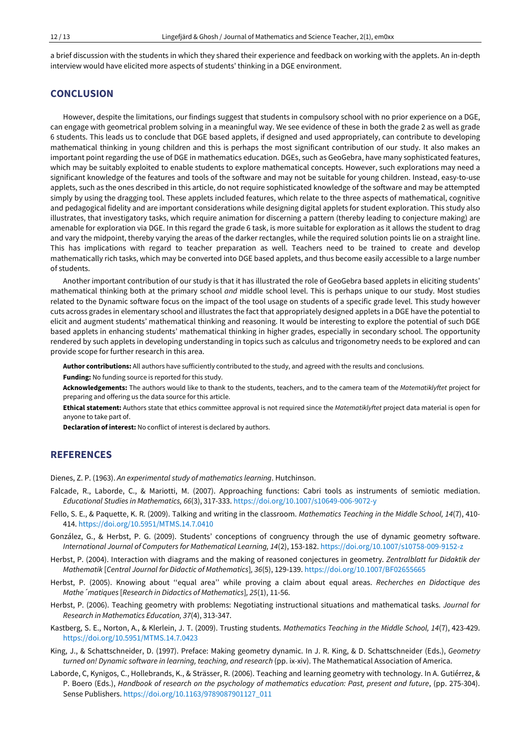a brief discussion with the students in which they shared their experience and feedback on working with the applets. An in-depth interview would have elicited more aspects of students' thinking in a DGE environment.

## CONCLUSION

However, despite the limitations, our findings suggest that students in compulsory school with no prior experience on a DGE, can engage with geometrical problem solving in a meaningful way. We see evidence of these in both the grade 2 as well as grade 6 students. This leads us to conclude that DGE based applets, if designed and used appropriately, can contribute to developing mathematical thinking in young children and this is perhaps the most significant contribution of our study. It also makes an important point regarding the use of DGE in mathematics education. DGEs, such as GeoGebra, have many sophisticated features, which may be suitably exploited to enable students to explore mathematical concepts. However, such explorations may need a significant knowledge of the features and tools of the software and may not be suitable for young children. Instead, easy-to-use applets, such as the ones described in this article, do not require sophisticated knowledge of the software and may be attempted simply by using the dragging tool. These applets included features, which relate to the three aspects of mathematical, cognitive and pedagogical fidelity and are important considerations while designing digital applets for student exploration. This study also illustrates, that investigatory tasks, which require animation for discerning a pattern (thereby leading to conjecture making) are amenable for exploration via DGE. In this regard the grade 6 task, is more suitable for exploration as it allows the student to drag and vary the midpoint, thereby varying the areas of the darker rectangles, while the required solution points lie on a straight line. This has implications with regard to teacher preparation as well. Teachers need to be trained to create and develop mathematically rich tasks, which may be converted into DGE based applets, and thus become easily accessible to a large number of students.

Another important contribution of our study is that it has illustrated the role of GeoGebra based applets in eliciting students' mathematical thinking both at the primary school *and* middle school level. This is perhaps unique to our study. Most studies related to the Dynamic software focus on the impact of the tool usage on students of a specific grade level. This study however cuts across grades in elementary school and illustrates the fact that appropriately designed applets in a DGE have the potential to elicit and augment students' mathematical thinking and reasoning. It would be interesting to explore the potential of such DGE based applets in enhancing students' mathematical thinking in higher grades, especially in secondary school. The opportunity rendered by such applets in developing understanding in topics such as calculus and trigonometry needs to be explored and can provide scope for further research in this area.

**Author contributions:** All authors have sufficiently contributed to the study, and agreed with the results and conclusions.

**Funding:** No funding source is reported for this study.

**Acknowledgements:** The authors would like to thank to the students, teachers, and to the camera team of the *Matematiklyftet* project for preparing and offering us the data source for this article.

**Ethical statement:** Authors state that ethics committee approval is not required since the *Matematiklyftet* project data material is open for anyone to take part of.

**Declaration of interest:** No conflict of interest is declared by authors.

## REFERENCES

Dienes, Z. P. (1963). *An experimental study of mathematics learning*. Hutchinson.

Falcade, R., Laborde, C., & Mariotti, M. (2007). Approaching functions: Cabri tools as instruments of semiotic mediation. *Educational Studies in Mathematics, 66*(3), 317-333. https://doi.org/10.1007/s10649-006-9072-y

Fello, S. E., & Paquette, K. R. (2009). Talking and writing in the classroom. *Mathematics Teaching in the Middle School, 14*(7), 410-414. https://doi.org/10.5951/MTMS.14.7.0410

González, G., & Herbst, P. G. (2009). Students' conceptions of congruency through the use of dynamic geometry software. *International Journal of Computers for Mathematical Learning, 14*(2), 153-182. https://doi.org/10.1007/s10758-009-9152-z

Herbst, P. (2004). Interaction with diagrams and the making of reasoned conjectures in geometry. *Zentralblatt fur Didaktik der Mathematik* [*Central Journal for Didactic of Mathematics*], *36*(5), 129-139. https://doi.org/10.1007/BF02655665

Herbst, P. (2005). Knowing about ''equal area'' while proving a claim about equal areas. *Recherches en Didactique des Mathe´matiques* [*Research in Didactics of Mathematics*], *25*(1), 11-56.

Herbst, P. (2006). Teaching geometry with problems: Negotiating instructional situations and mathematical tasks. *Journal for Research in Mathematics Education, 37*(4), 313-347.

Kastberg, S. E., Norton, A., & Klerlein, J. T. (2009). Trusting students. *Mathematics Teaching in the Middle School, 14*(7), 423-429. https://doi.org/10.5951/MTMS.14.7.0423

King, J., & Schattschneider, D. (1997). Preface: Making geometry dynamic. In J. R. King, & D. Schattschneider (Eds.), *Geometry turned on! Dynamic software in learning, teaching, and research* (pp. ix-xiv). The Mathematical Association of America.

Laborde, C, Kynigos, C., Hollebrands, K., & Strässer, R. (2006). Teaching and learning geometry with technology. In A. Gutiérrez, & P. Boero (Eds.), *Handbook of research on the psychology of mathematics education: Past, present and future*, (pp. 275-304). Sense Publishers. https://doi.org/10.1163/9789087901127_011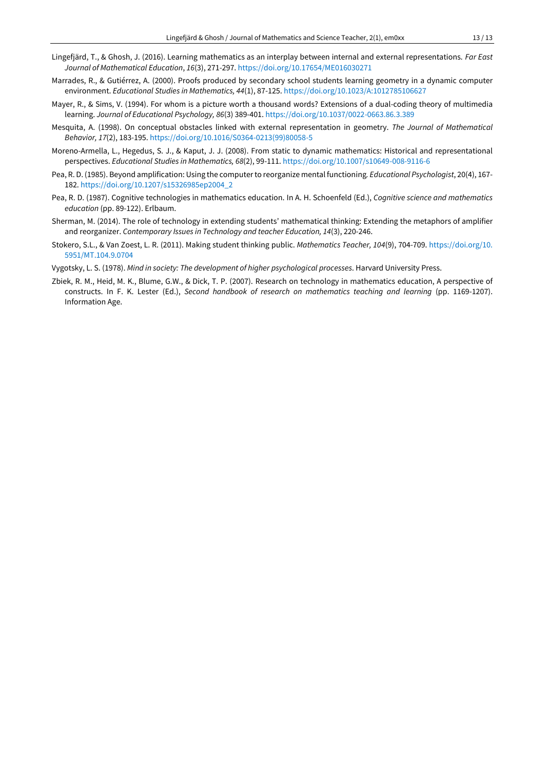Lingefjärd, T., & Ghosh, J. (2016). Learning mathematics as an interplay between internal and external representations. *Far East Journal of Mathematical Education*, *16*(3), 271-297. https://doi.org/10.17654/ME016030271

Marrades, R., & Gutiérrez, A. (2000). Proofs produced by secondary school students learning geometry in a dynamic computer environment. *Educational Studies in Mathematics, 44*(1), 87-125. https://doi.org/10.1023/A:1012785106627

Mayer, R., & Sims, V. (1994). For whom is a picture worth a thousand words? Extensions of a dual-coding theory of multimedia learning. *Journal of Educational Psychology, 86*(3) 389-401. https://doi.org/10.1037/0022-0663.86.3.389

Mesquita, A. (1998). On conceptual obstacles linked with external representation in geometry. *The Journal of Mathematical Behavior, 17*(2), 183-195. https://doi.org/10.1016/S0364-0213(99)80058-5

Moreno-Armella, L., Hegedus, S. J., & Kaput, J. J. (2008). From static to dynamic mathematics: Historical and representational perspectives. *Educational Studies in Mathematics, 68*(2), 99-111. https://doi.org/10.1007/s10649-008-9116-6

Pea, R. D. (1985). Beyond amplification: Using the computer to reorganize mental functioning*. Educational Psychologist*, 20(4), 167-182. https://doi.org/10.1207/s15326985ep2004_2

Pea, R. D. (1987). Cognitive technologies in mathematics education. In A. H. Schoenfeld (Ed.), *Cognitive science and mathematics education* (pp. 89-122). Erlbaum.

Sherman, M. (2014). The role of technology in extending students' mathematical thinking: Extending the metaphors of amplifier and reorganizer. *Contemporary Issues in Technology and teacher Education, 14*(3), 220-246.

Stokero, S.L., & Van Zoest, L. R. (2011). Making student thinking public. *Mathematics Teacher, 104*(9), 704-709. https://doi.org/10.5951/MT.104.9.0704

Vygotsky, L. S. (1978). *Mind in society: The development of higher psychological processes*. Harvard University Press.

Zbiek, R. M., Heid, M. K., Blume, G.W., & Dick, T. P. (2007). Research on technology in mathematics education, A perspective of constructs. In F. K. Lester (Ed.), *Second handbook of research on mathematics teaching and learning* (pp. 1169-1207). Information Age.